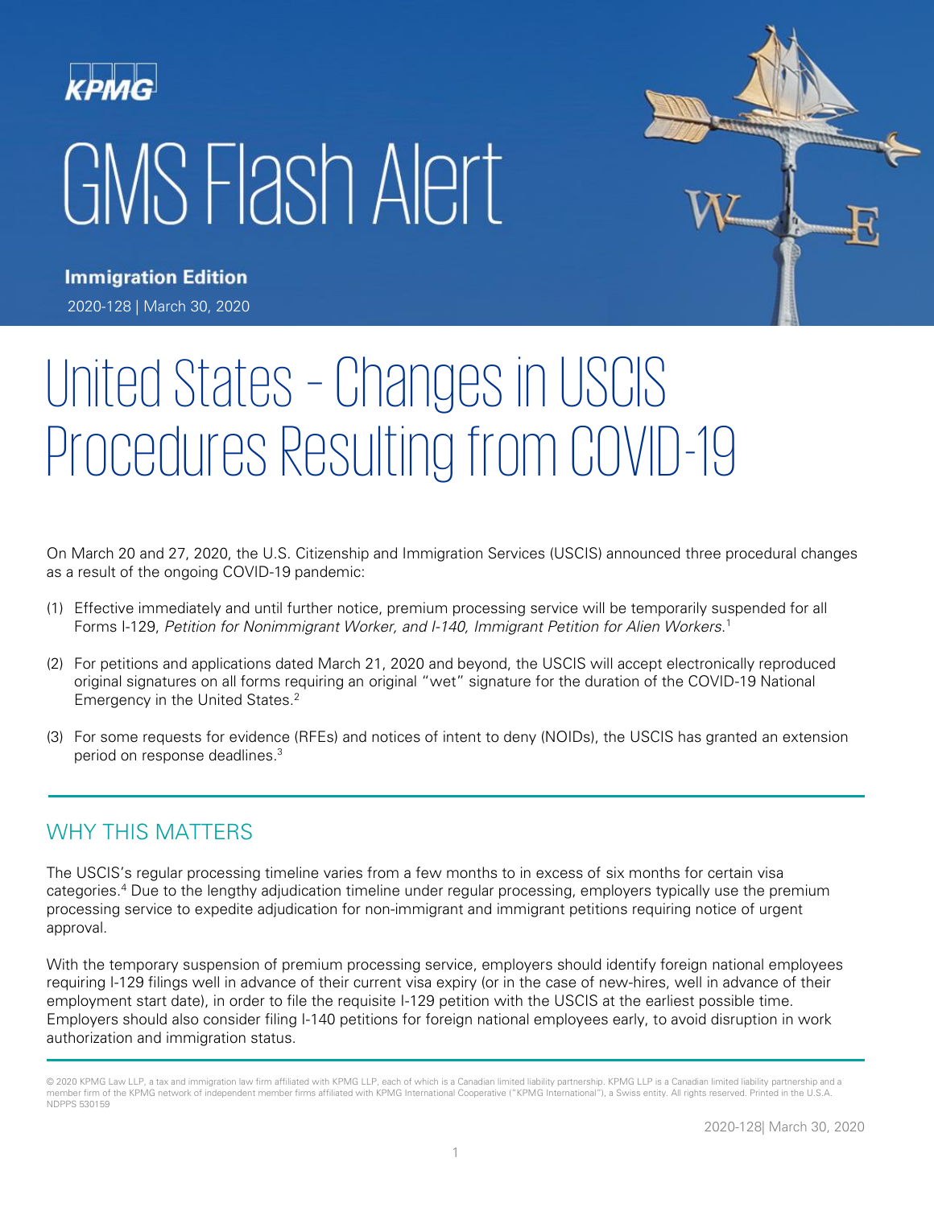KPMG

# GMS Flash Alert

**Immigration Edition**

2020-128 | March 30, 2020

# United States – Changes in USCIS Procedures Resulting from COVID-19

On March 20 and 27, 2020, the U.S. Citizenship and Immigration Services (USCIS) announced three procedural changes as a result of the ongoing COVID-19 pandemic:

(1) Effective immediately and until further notice, premium processing service will be temporarily suspended for all Forms I-129, *Petition for Nonimmigrant Worker, and I-140, Immigrant Petition for Alien Workers*.[1]

(2) For petitions and applications dated March 21, 2020 and beyond, the USCIS will accept electronically reproduced original signatures on all forms requiring an original "wet" signature for the duration of the COVID-19 National Emergency in the United States.[2]

(3) For some requests for evidence (RFEs) and notices of intent to deny (NOIDs), the USCIS has granted an extension period on response deadlines.[3]

## WHY THIS MATTERS

The USCIS's regular processing timeline varies from a few months to in excess of six months for certain visa categories.[4] Due to the lengthy adjudication timeline under regular processing, employers typically use the premium processing service to expedite adjudication for non-immigrant and immigrant petitions requiring notice of urgent approval.

With the temporary suspension of premium processing service, employers should identify foreign national employees requiring I-129 filings well in advance of their current visa expiry (or in the case of new-hires, well in advance of their employment start date), in order to file the requisite I-129 petition with the USCIS at the earliest possible time. Employers should also consider filing I-140 petitions for foreign national employees early, to avoid disruption in work authorization and immigration status.

© 2020 KPMG Law LLP, a tax and immigration law firm affiliated with KPMG LLP, each of which is a Canadian limited liability partnership. KPMG LLP is a Canadian limited liability partnership and a member firm of the KPMG network of independent member firms affiliated with KPMG International Cooperative ("KPMG International"), a Swiss entity. All rights reserved. Printed in the U.S.A. NDPPS 530159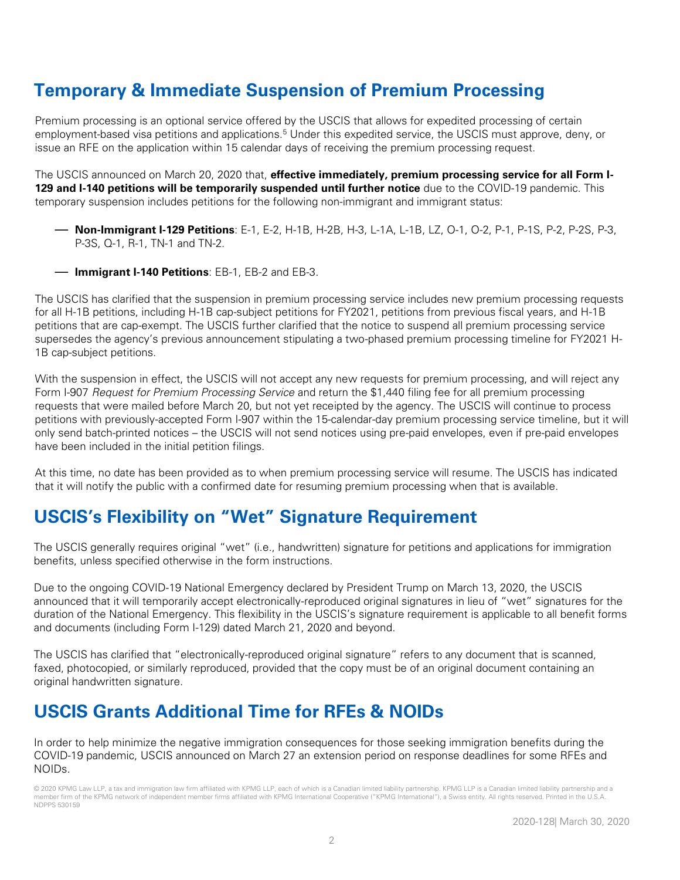## Temporary & Immediate Suspension of Premium Processing

Premium processing is an optional service offered by the USCIS that allows for expedited processing of certain employment-based visa petitions and applications.[5] Under this expedited service, the USCIS must approve, deny, or issue an RFE on the application within 15 calendar days of receiving the premium processing request.

The USCIS announced on March 20, 2020 that, **effective immediately, premium processing service for all Form I-129 and I-140 petitions will be temporarily suspended until further notice** due to the COVID-19 pandemic. This temporary suspension includes petitions for the following non-immigrant and immigrant status:

- **Non-Immigrant I-129 Petitions**: E-1, E-2, H-1B, H-2B, H-3, L-1A, L-1B, LZ, O-1, O-2, P-1, P-1S, P-2, P-2S, P-3, P-3S, Q-1, R-1, TN-1 and TN-2.
- **Immigrant I-140 Petitions**: EB-1, EB-2 and EB-3.

The USCIS has clarified that the suspension in premium processing service includes new premium processing requests for all H-1B petitions, including H-1B cap-subject petitions for FY2021, petitions from previous fiscal years, and H-1B petitions that are cap-exempt. The USCIS further clarified that the notice to suspend all premium processing service supersedes the agency's previous announcement stipulating a two-phased premium processing timeline for FY2021 H-1B cap-subject petitions.

With the suspension in effect, the USCIS will not accept any new requests for premium processing, and will reject any Form I-907 *Request for Premium Processing Service* and return the $1,440 filing fee for all premium processing requests that were mailed before March 20, but not yet receipted by the agency. The USCIS will continue to process petitions with previously-accepted Form I-907 within the 15-calendar-day premium processing service timeline, but it will only send batch-printed notices – the USCIS will not send notices using pre-paid envelopes, even if pre-paid envelopes have been included in the initial petition filings.

At this time, no date has been provided as to when premium processing service will resume. The USCIS has indicated that it will notify the public with a confirmed date for resuming premium processing when that is available.

## USCIS's Flexibility on "Wet" Signature Requirement

The USCIS generally requires original "wet" (i.e., handwritten) signature for petitions and applications for immigration benefits, unless specified otherwise in the form instructions.

Due to the ongoing COVID-19 National Emergency declared by President Trump on March 13, 2020, the USCIS announced that it will temporarily accept electronically-reproduced original signatures in lieu of "wet" signatures for the duration of the National Emergency. This flexibility in the USCIS's signature requirement is applicable to all benefit forms and documents (including Form I-129) dated March 21, 2020 and beyond.

The USCIS has clarified that "electronically-reproduced original signature" refers to any document that is scanned, faxed, photocopied, or similarly reproduced, provided that the copy must be of an original document containing an original handwritten signature.

## USCIS Grants Additional Time for RFEs & NOIDs

In order to help minimize the negative immigration consequences for those seeking immigration benefits during the COVID-19 pandemic, USCIS announced on March 27 an extension period on response deadlines for some RFEs and NOIDs.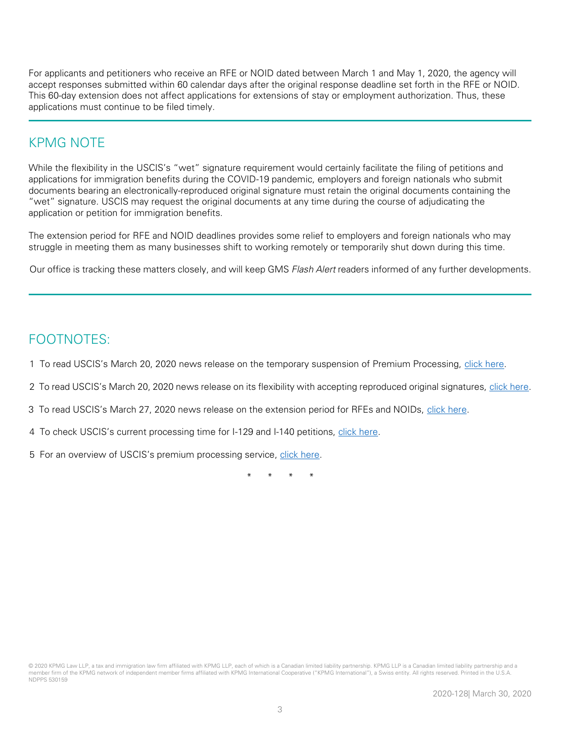For applicants and petitioners who receive an RFE or NOID dated between March 1 and May 1, 2020, the agency will accept responses submitted within 60 calendar days after the original response deadline set forth in the RFE or NOID. This 60-day extension does not affect applications for extensions of stay or employment authorization. Thus, these applications must continue to be filed timely.

## KPMG NOTE

While the flexibility in the USCIS's "wet" signature requirement would certainly facilitate the filing of petitions and applications for immigration benefits during the COVID-19 pandemic, employers and foreign nationals who submit documents bearing an electronically-reproduced original signature must retain the original documents containing the "wet" signature. USCIS may request the original documents at any time during the course of adjudicating the application or petition for immigration benefits.

The extension period for RFE and NOID deadlines provides some relief to employers and foreign nationals who may struggle in meeting them as many businesses shift to working remotely or temporarily shut down during this time.

Our office is tracking these matters closely, and will keep GMS *Flash Alert* readers informed of any further developments.

## FOOTNOTES:

1 To read USCIS's March 20, 2020 news release on the temporary suspension of Premium Processing, click here.

2 To read USCIS's March 20, 2020 news release on its flexibility with accepting reproduced original signatures, click here.

3 To read USCIS's March 27, 2020 news release on the extension period for RFEs and NOIDs, click here.

4 To check USCIS's current processing time for I-129 and I-140 petitions, click here.

5 For an overview of USCIS's premium processing service, click here.

\* \* \* \*

© 2020 KPMG Law LLP, a tax and immigration law firm affiliated with KPMG LLP, each of which is a Canadian limited liability partnership. KPMG LLP is a Canadian limited liability partnership and a member firm of the KPMG network of independent member firms affiliated with KPMG International Cooperative ("KPMG International"), a Swiss entity. All rights reserved. Printed in the U.S.A. NDPPS 530159

2020-128| March 30, 2020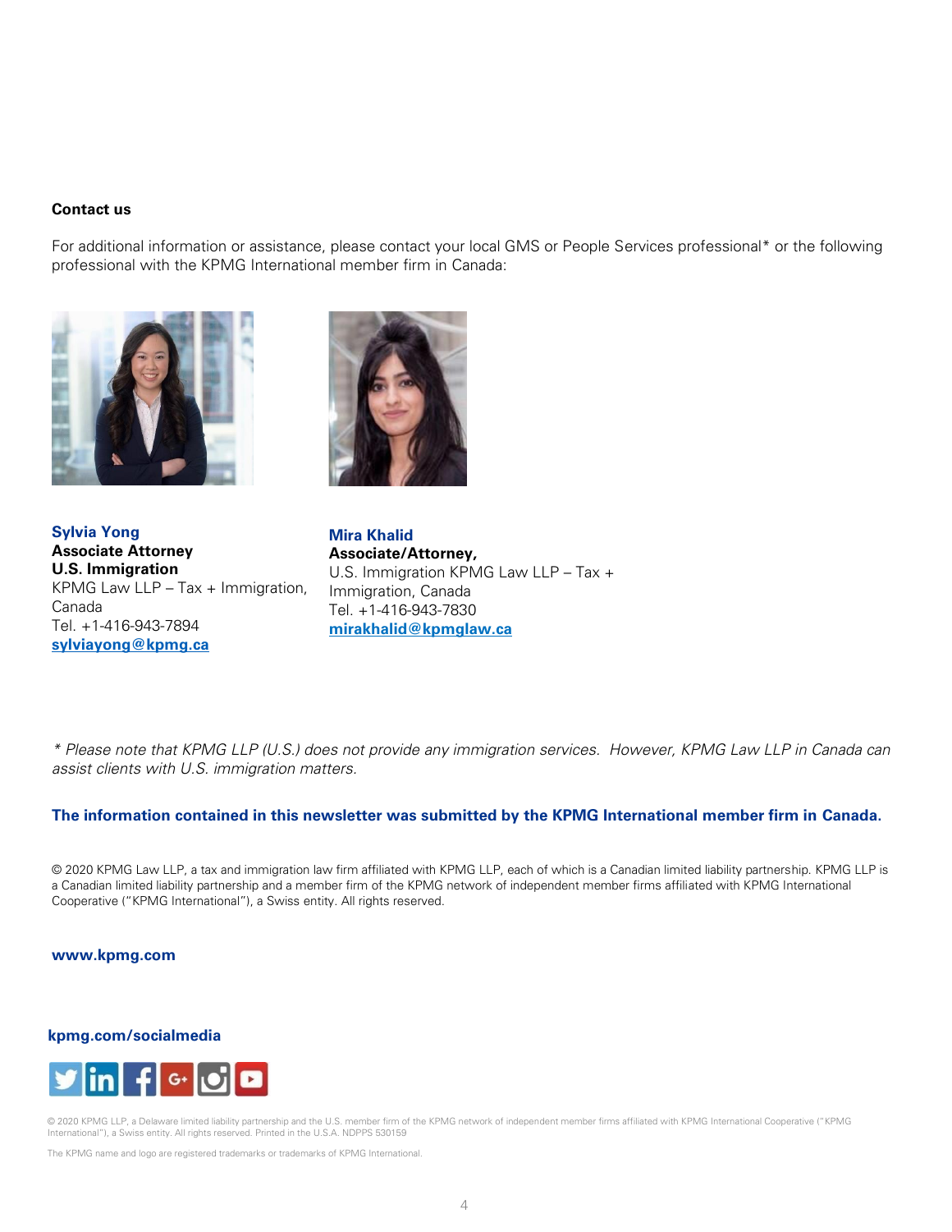**Contact us**

For additional information or assistance, please contact your local GMS or People Services professional* or the following professional with the KPMG International member firm in Canada:

**Sylvia Yong**
**Associate Attorney**
**U.S. Immigration**
KPMG Law LLP – Tax + Immigration, Canada
Tel. +1-416-943-7894
**sylviayong@kpmg.ca**

**Mira Khalid**
**Associate/Attorney,**
U.S. Immigration KPMG Law LLP – Tax + Immigration, Canada
Tel. +1-416-943-7830
**mirakhalid@kpmglaw.ca**

*\* Please note that KPMG LLP (U.S.) does not provide any immigration services. However, KPMG Law LLP in Canada can assist clients with U.S. immigration matters.*

**The information contained in this newsletter was submitted by the KPMG International member firm in Canada.**

© 2020 KPMG Law LLP, a tax and immigration law firm affiliated with KPMG LLP, each of which is a Canadian limited liability partnership. KPMG LLP is a Canadian limited liability partnership and a member firm of the KPMG network of independent member firms affiliated with KPMG International Cooperative ("KPMG International"), a Swiss entity. All rights reserved.

**www.kpmg.com**

**kpmg.com/socialmedia**

© 2020 KPMG LLP, a Delaware limited liability partnership and the U.S. member firm of the KPMG network of independent member firms affiliated with KPMG International Cooperative ("KPMG International"), a Swiss entity. All rights reserved. Printed in the U.S.A. NDPPS 530159

The KPMG name and logo are registered trademarks or trademarks of KPMG International.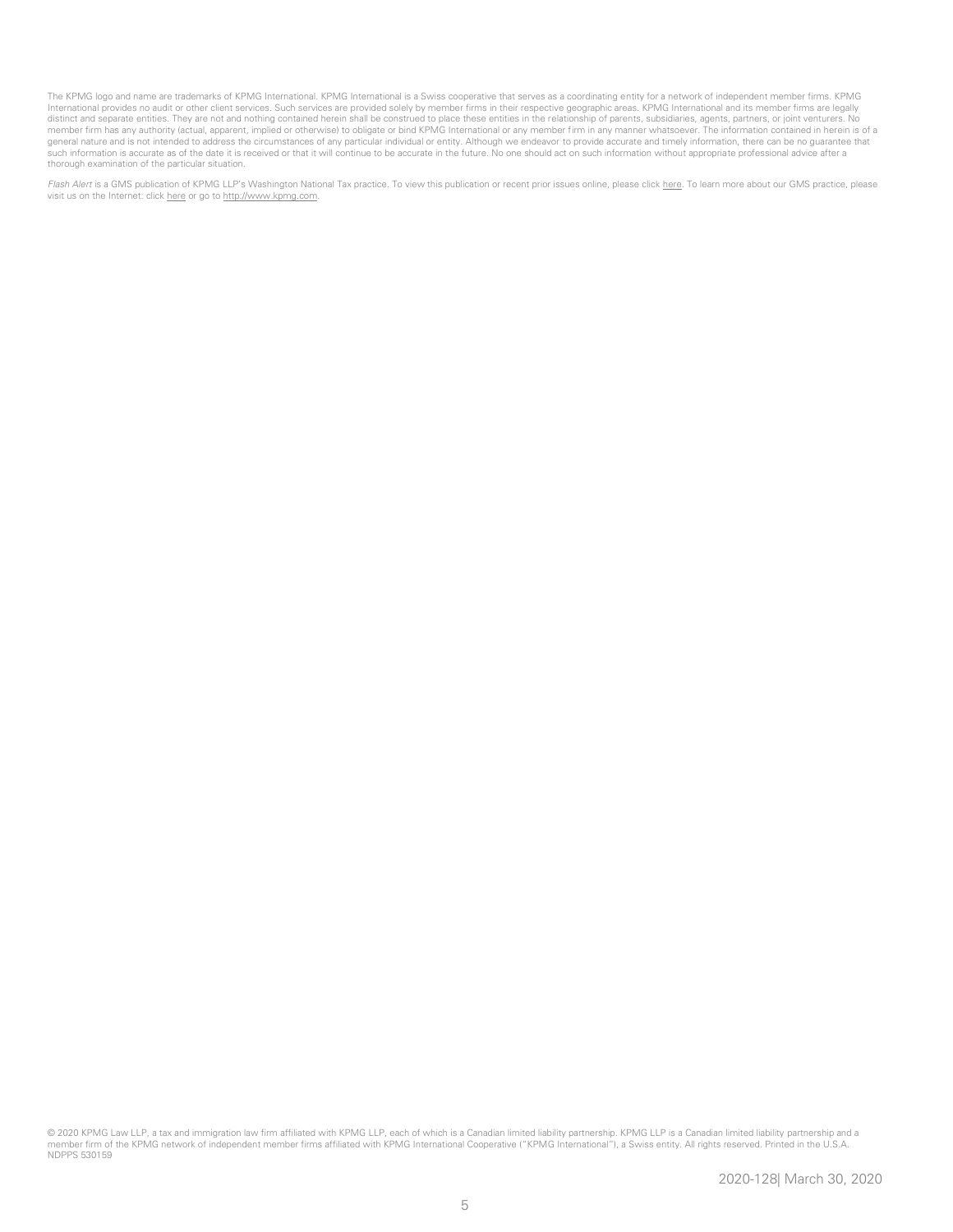The KPMG logo and name are trademarks of KPMG International. KPMG International is a Swiss cooperative that serves as a coordinating entity for a network of independent member firms. KPMG International provides no audit or other client services. Such services are provided solely by member firms in their respective geographic areas. KPMG International and its member firms are legally distinct and separate entities. They are not and nothing contained herein shall be construed to place these entities in the relationship of parents, subsidiaries, agents, partners, or joint venturers. No member firm has any authority (actual, apparent, implied or otherwise) to obligate or bind KPMG International or any member firm in any manner whatsoever. The information contained in herein is of a general nature and is not intended to address the circumstances of any particular individual or entity. Although we endeavor to provide accurate and timely information, there can be no guarantee that such information is accurate as of the date it is received or that it will continue to be accurate in the future. No one should act on such information without appropriate professional advice after a thorough examination of the particular situation.

*Flash Alert* is a GMS publication of KPMG LLP's Washington National Tax practice. To view this publication or recent prior issues online, please click here. To learn more about our GMS practice, please visit us on the Internet: click here or go to http://www.kpmg.com.

© 2020 KPMG Law LLP, a tax and immigration law firm affiliated with KPMG LLP, each of which is a Canadian limited liability partnership. KPMG LLP is a Canadian limited liability partnership and a member firm of the KPMG network of independent member firms affiliated with KPMG International Cooperative ("KPMG International"), a Swiss entity. All rights reserved. Printed in the U.S.A. NDPPS 530159